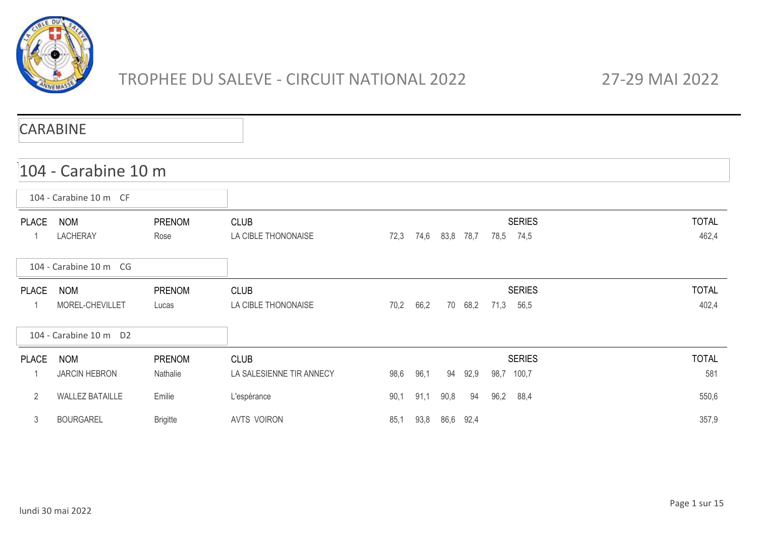# TROPHEE DU SALEVE - CIRCUIT NATIONAL 2022

27-29 MAI 2022

## CARABINE

## 104 - Carabine 10 m

### 104 - Carabine 10 m CF

| PLACE | NOM | PRENOM | CLUB | SERIES | | | | | | TOTAL |
|---|---|---|---|---|---|---|---|---|---|---|
| 1 | LACHERAY | Rose | LA CIBLE THONONAISE | 72,3 | 74,6 | 83,8 | 78,7 | 78,5 | 74,5 | 462,4 |

### 104 - Carabine 10 m CG

| PLACE | NOM | PRENOM | CLUB | SERIES | | | | | | TOTAL |
|---|---|---|---|---|---|---|---|---|---|---|
| 1 | MOREL-CHEVILLET | Lucas | LA CIBLE THONONAISE | 70,2 | 66,2 | 70 | 68,2 | 71,3 | 56,5 | 402,4 |

### 104 - Carabine 10 m D2

| PLACE | NOM | PRENOM | CLUB | SERIES | | | | | | TOTAL |
|---|---|---|---|---|---|---|---|---|---|---|
| 1 | JARCIN HEBRON | Nathalie | LA SALESIENNE TIR ANNECY | 98,6 | 96,1 | 94 | 92,9 | 98,7 | 100,7 | 581 |
| 2 | WALLEZ BATAILLE | Emilie | L'espérance | 90,1 | 91,1 | 90,8 | 94 | 96,2 | 88,4 | 550,6 |
| 3 | BOURGAREL | Brigitte | AVTS VOIRON | 85,1 | 93,8 | 86,6 | 92,4 | | | 357,9 |

lundi 30 mai 2022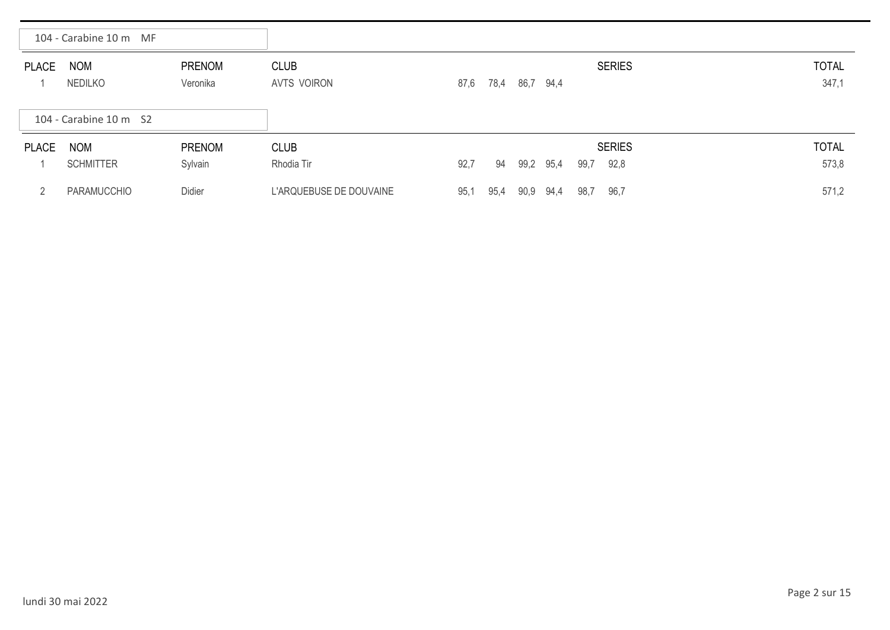## 104 - Carabine 10 m MF

| PLACE | NOM | PRENOM | CLUB | SERIES | | | | | | TOTAL |
|---|---|---|---|---|---|---|---|---|---|---|
| 1 | NEDILKO | Veronika | AVTS VOIRON | 87,6 | 78,4 | 86,7 | 94,4 | | | 347,1 |

## 104 - Carabine 10 m S2

| PLACE | NOM | PRENOM | CLUB | SERIES | | | | | | TOTAL |
|---|---|---|---|---|---|---|---|---|---|---|
| 1 | SCHMITTER | Sylvain | Rhodia Tir | 92,7 | 94 | 99,2 | 95,4 | 99,7 | 92,8 | 573,8 |
| 2 | PARAMUCCHIO | Didier | L'ARQUEBUSE DE DOUVAINE | 95,1 | 95,4 | 90,9 | 94,4 | 98,7 | 96,7 | 571,2 |

lundi 30 mai 2022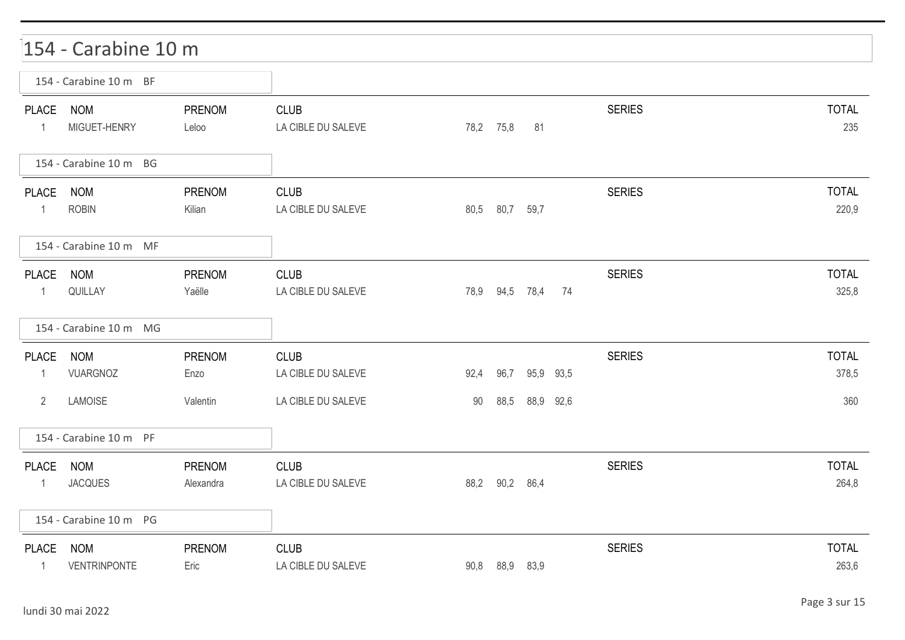# 154 - Carabine 10 m

## 154 - Carabine 10 m BF

| PLACE | NOM | PRENOM | CLUB | SERIES | | | | TOTAL |
|---|---|---|---|---|---|---|---|---|
| 1 | MIGUET-HENRY | Leloo | LA CIBLE DU SALEVE | 78,2 | 75,8 | 81 | | 235 |

## 154 - Carabine 10 m BG

| PLACE | NOM | PRENOM | CLUB | SERIES | | | | TOTAL |
|---|---|---|---|---|---|---|---|---|
| 1 | ROBIN | Kilian | LA CIBLE DU SALEVE | 80,5 | 80,7 | 59,7 | | 220,9 |

## 154 - Carabine 10 m MF

| PLACE | NOM | PRENOM | CLUB | SERIES | | | | TOTAL |
|---|---|---|---|---|---|---|---|---|
| 1 | QUILLAY | Yaëlle | LA CIBLE DU SALEVE | 78,9 | 94,5 | 78,4 | 74 | 325,8 |

## 154 - Carabine 10 m MG

| PLACE | NOM | PRENOM | CLUB | SERIES | | | | TOTAL |
|---|---|---|---|---|---|---|---|---|
| 1 | VUARGNOZ | Enzo | LA CIBLE DU SALEVE | 92,4 | 96,7 | 95,9 | 93,5 | 378,5 |
| 2 | LAMOISE | Valentin | LA CIBLE DU SALEVE | 90 | 88,5 | 88,9 | 92,6 | 360 |

## 154 - Carabine 10 m PF

| PLACE | NOM | PRENOM | CLUB | SERIES | | | | TOTAL |
|---|---|---|---|---|---|---|---|---|
| 1 | JACQUES | Alexandra | LA CIBLE DU SALEVE | 88,2 | 90,2 | 86,4 | | 264,8 |

## 154 - Carabine 10 m PG

| PLACE | NOM | PRENOM | CLUB | SERIES | | | | TOTAL |
|---|---|---|---|---|---|---|---|---|
| 1 | VENTRINPONTE | Eric | LA CIBLE DU SALEVE | 90,8 | 88,9 | 83,9 | | 263,6 |

lundi 30 mai 2022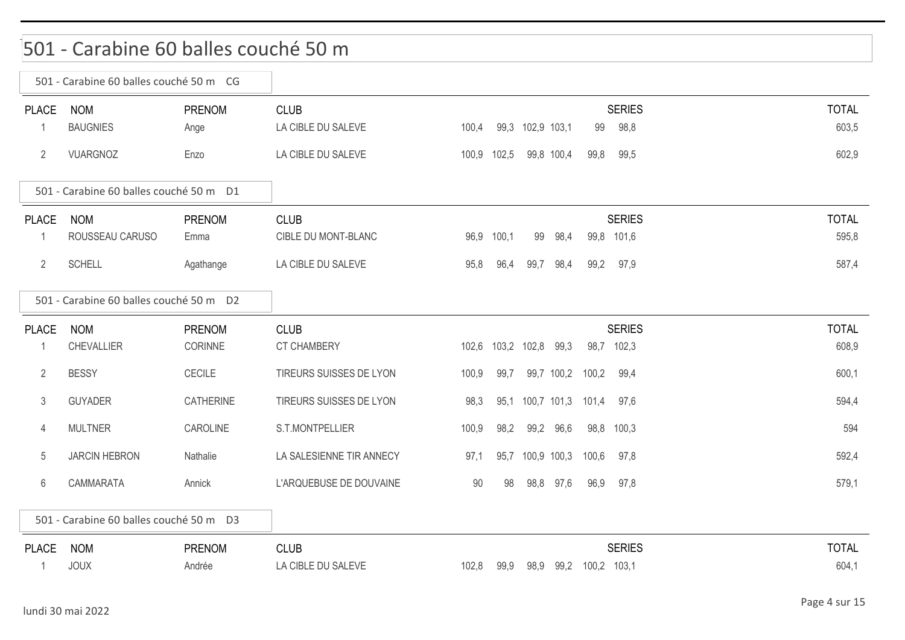# 501 - Carabine 60 balles couché 50 m

## 501 - Carabine 60 balles couché 50 m CG

| PLACE | NOM | PRENOM | CLUB | SERIES | | | | | | TOTAL |
|---|---|---|---|---|---|---|---|---|---|---|
| 1 | BAUGNIES | Ange | LA CIBLE DU SALEVE | 100,4 | 99,3 | 102,9 | 103,1 | 99 | 98,8 | 603,5 |
| 2 | VUARGNOZ | Enzo | LA CIBLE DU SALEVE | 100,9 | 102,5 | 99,8 | 100,4 | 99,8 | 99,5 | 602,9 |

## 501 - Carabine 60 balles couché 50 m D1

| PLACE | NOM | PRENOM | CLUB | SERIES | | | | | | TOTAL |
|---|---|---|---|---|---|---|---|---|---|---|
| 1 | ROUSSEAU CARUSO | Emma | CIBLE DU MONT-BLANC | 96,9 | 100,1 | 99 | 98,4 | 99,8 | 101,6 | 595,8 |
| 2 | SCHELL | Agathange | LA CIBLE DU SALEVE | 95,8 | 96,4 | 99,7 | 98,4 | 99,2 | 97,9 | 587,4 |

## 501 - Carabine 60 balles couché 50 m D2

| PLACE | NOM | PRENOM | CLUB | SERIES | | | | | | TOTAL |
|---|---|---|---|---|---|---|---|---|---|---|
| 1 | CHEVALLIER | CORINNE | CT CHAMBERY | 102,6 | 103,2 | 102,8 | 99,3 | 98,7 | 102,3 | 608,9 |
| 2 | BESSY | CECILE | TIREURS SUISSES DE LYON | 100,9 | 99,7 | 99,7 | 100,2 | 100,2 | 99,4 | 600,1 |
| 3 | GUYADER | CATHERINE | TIREURS SUISSES DE LYON | 98,3 | 95,1 | 100,7 | 101,3 | 101,4 | 97,6 | 594,4 |
| 4 | MULTNER | CAROLINE | S.T.MONTPELLIER | 100,9 | 98,2 | 99,2 | 96,6 | 98,8 | 100,3 | 594 |
| 5 | JARCIN HEBRON | Nathalie | LA SALESIENNE TIR ANNECY | 97,1 | 95,7 | 100,9 | 100,3 | 100,6 | 97,8 | 592,4 |
| 6 | CAMMARATA | Annick | L'ARQUEBUSE DE DOUVAINE | 90 | 98 | 98,8 | 97,6 | 96,9 | 97,8 | 579,1 |

## 501 - Carabine 60 balles couché 50 m D3

| PLACE | NOM | PRENOM | CLUB | SERIES | | | | | | TOTAL |
|---|---|---|---|---|---|---|---|---|---|---|
| 1 | JOUX | Andrée | LA CIBLE DU SALEVE | 102,8 | 99,9 | 98,9 | 99,2 | 100,2 | 103,1 | 604,1 |

lundi 30 mai 2022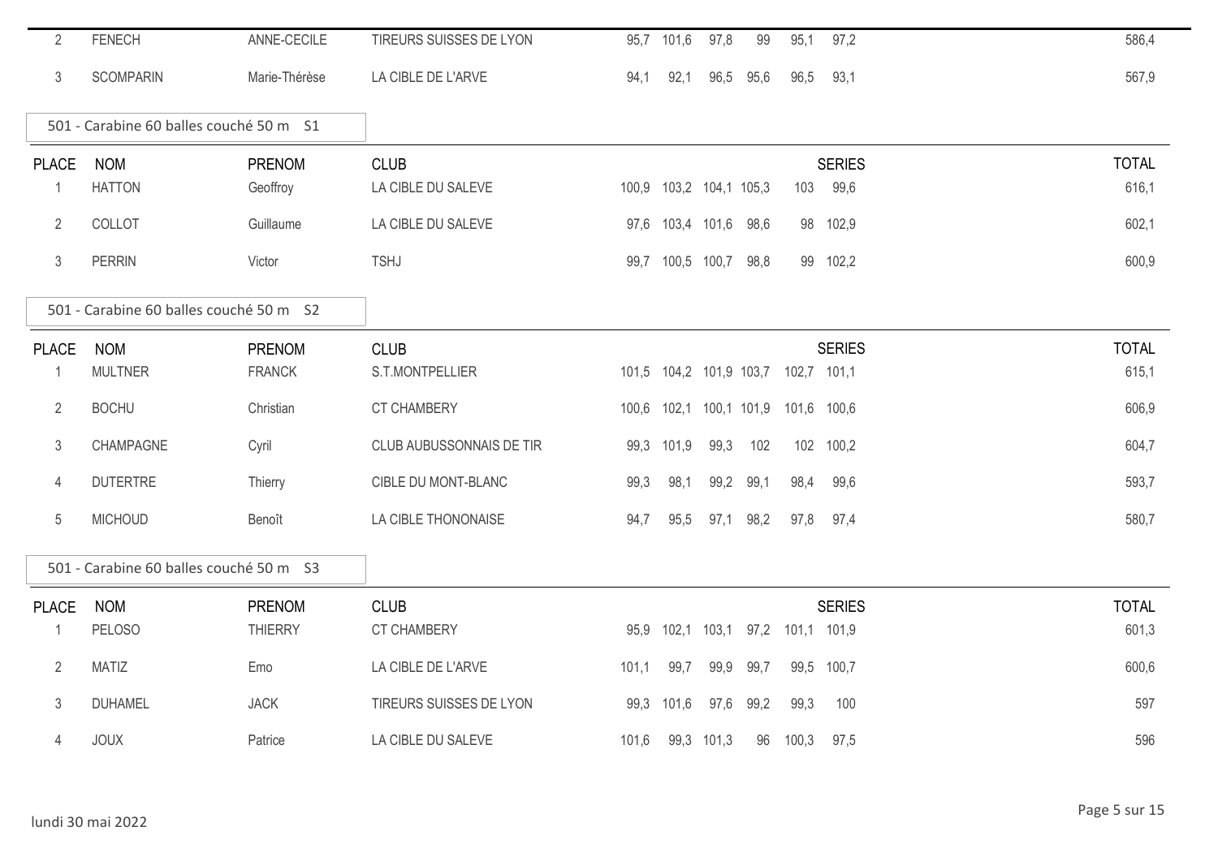| PLACE | NOM | PRENOM | CLUB | SERIES | | | | | | TOTAL |
|---|---|---|---|---|---|---|---|---|---|---|
| 2 | FENECH | ANNE-CECILE | TIREURS SUISSES DE LYON | 95,7 | 101,6 | 97,8 | 99 | 95,1 | 97,2 | 586,4 |
| 3 | SCOMPARIN | Marie-Thérèse | LA CIBLE DE L'ARVE | 94,1 | 92,1 | 96,5 | 95,6 | 96,5 | 93,1 | 567,9 |

## 501 - Carabine 60 balles couché 50 m S1

| PLACE | NOM | PRENOM | CLUB | SERIES | | | | | | TOTAL |
|---|---|---|---|---|---|---|---|---|---|---|
| 1 | HATTON | Geoffroy | LA CIBLE DU SALEVE | 100,9 | 103,2 | 104,1 | 105,3 | 103 | 99,6 | 616,1 |
| 2 | COLLOT | Guillaume | LA CIBLE DU SALEVE | 97,6 | 103,4 | 101,6 | 98,6 | 98 | 102,9 | 602,1 |
| 3 | PERRIN | Victor | TSHJ | 99,7 | 100,5 | 100,7 | 98,8 | 99 | 102,2 | 600,9 |

## 501 - Carabine 60 balles couché 50 m S2

| PLACE | NOM | PRENOM | CLUB | SERIES | | | | | | TOTAL |
|---|---|---|---|---|---|---|---|---|---|---|
| 1 | MULTNER | FRANCK | S.T.MONTPELLIER | 101,5 | 104,2 | 101,9 | 103,7 | 102,7 | 101,1 | 615,1 |
| 2 | BOCHU | Christian | CT CHAMBERY | 100,6 | 102,1 | 100,1 | 101,9 | 101,6 | 100,6 | 606,9 |
| 3 | CHAMPAGNE | Cyril | CLUB AUBUSSONNAIS DE TIR | 99,3 | 101,9 | 99,3 | 102 | 102 | 100,2 | 604,7 |
| 4 | DUTERTRE | Thierry | CIBLE DU MONT-BLANC | 99,3 | 98,1 | 99,2 | 99,1 | 98,4 | 99,6 | 593,7 |
| 5 | MICHOUD | Benoît | LA CIBLE THONONAISE | 94,7 | 95,5 | 97,1 | 98,2 | 97,8 | 97,4 | 580,7 |

## 501 - Carabine 60 balles couché 50 m S3

| PLACE | NOM | PRENOM | CLUB | SERIES | | | | | | TOTAL |
|---|---|---|---|---|---|---|---|---|---|---|
| 1 | PELOSO | THIERRY | CT CHAMBERY | 95,9 | 102,1 | 103,1 | 97,2 | 101,1 | 101,9 | 601,3 |
| 2 | MATIZ | Emo | LA CIBLE DE L'ARVE | 101,1 | 99,7 | 99,9 | 99,7 | 99,5 | 100,7 | 600,6 |
| 3 | DUHAMEL | JACK | TIREURS SUISSES DE LYON | 99,3 | 101,6 | 97,6 | 99,2 | 99,3 | 100 | 597 |
| 4 | JOUX | Patrice | LA CIBLE DU SALEVE | 101,6 | 99,3 | 101,3 | 96 | 100,3 | 97,5 | 596 |

lundi 30 mai 2022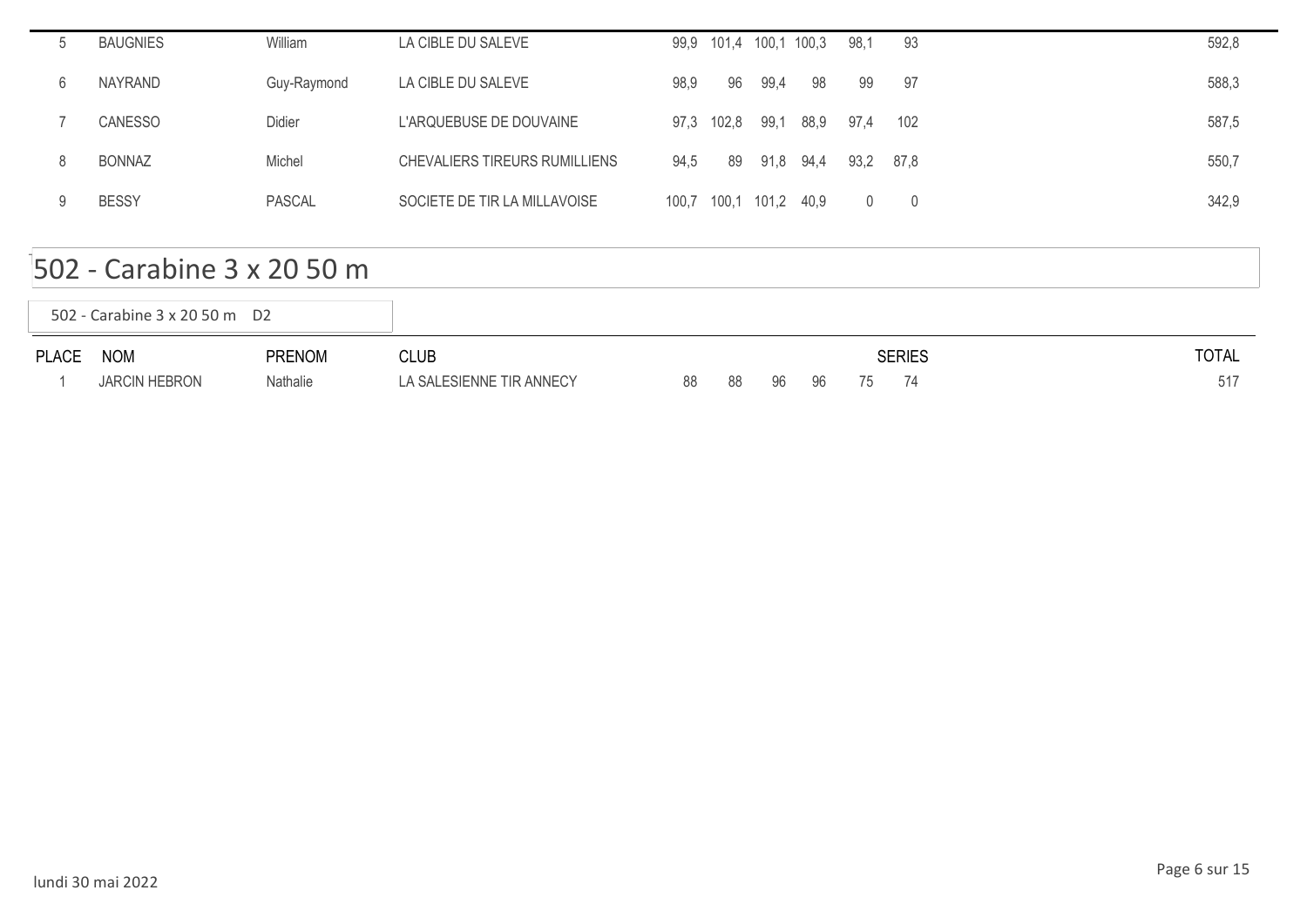| 5 | BAUGNIES | William | LA CIBLE DU SALEVE | 99,9 | 101,4 | 100,1 | 100,3 | 98,1 | 93 | 592,8 |
|---|---|---|---|---|---|---|---|---|---|---|
| 6 | NAYRAND | Guy-Raymond | LA CIBLE DU SALEVE | 98,9 | 96 | 99,4 | 98 | 99 | 97 | 588,3 |
| 7 | CANESSO | Didier | L'ARQUEBUSE DE DOUVAINE | 97,3 | 102,8 | 99,1 | 88,9 | 97,4 | 102 | 587,5 |
| 8 | BONNAZ | Michel | CHEVALIERS TIREURS RUMILLIENS | 94,5 | 89 | 91,8 | 94,4 | 93,2 | 87,8 | 550,7 |
| 9 | BESSY | PASCAL | SOCIETE DE TIR LA MILLAVOISE | 100,7 | 100,1 | 101,2 | 40,9 | 0 | 0 | 342,9 |

# 502 - Carabine 3 x 20 50 m

502 - Carabine 3 x 20 50 m D2

| PLACE | NOM | PRENOM | CLUB | SERIES | | | | | | TOTAL |
|---|---|---|---|---|---|---|---|---|---|---|
| 1 | JARCIN HEBRON | Nathalie | LA SALESIENNE TIR ANNECY | 88 | 88 | 96 | 96 | 75 | 74 | 517 |

lundi 30 mai 2022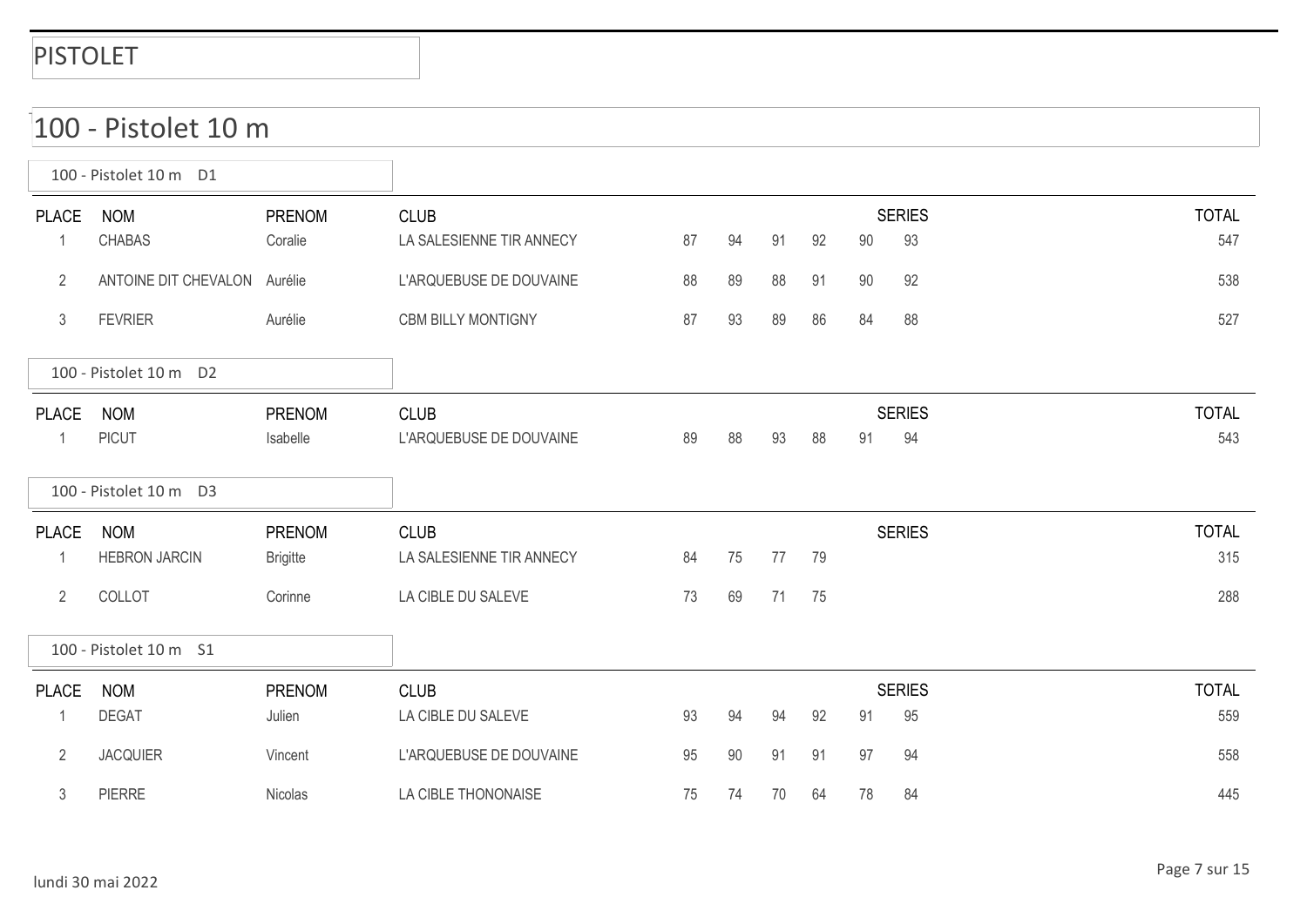# PISTOLET

## 100 - Pistolet 10 m

### 100 - Pistolet 10 m D1

| PLACE | NOM | PRENOM | CLUB | SERIES | | | | | | TOTAL |
|---|---|---|---|---|---|---|---|---|---|---|
| 1 | CHABAS | Coralie | LA SALESIENNE TIR ANNECY | 87 | 94 | 91 | 92 | 90 | 93 | 547 |
| 2 | ANTOINE DIT CHEVALON | Aurélie | L'ARQUEBUSE DE DOUVAINE | 88 | 89 | 88 | 91 | 90 | 92 | 538 |
| 3 | FEVRIER | Aurélie | CBM BILLY MONTIGNY | 87 | 93 | 89 | 86 | 84 | 88 | 527 |

### 100 - Pistolet 10 m D2

| PLACE | NOM | PRENOM | CLUB | SERIES | | | | | | TOTAL |
|---|---|---|---|---|---|---|---|---|---|---|
| 1 | PICUT | Isabelle | L'ARQUEBUSE DE DOUVAINE | 89 | 88 | 93 | 88 | 91 | 94 | 543 |

### 100 - Pistolet 10 m D3

| PLACE | NOM | PRENOM | CLUB | SERIES | | | | TOTAL |
|---|---|---|---|---|---|---|---|---|
| 1 | HEBRON JARCIN | Brigitte | LA SALESIENNE TIR ANNECY | 84 | 75 | 77 | 79 | 315 |
| 2 | COLLOT | Corinne | LA CIBLE DU SALEVE | 73 | 69 | 71 | 75 | 288 |

### 100 - Pistolet 10 m S1

| PLACE | NOM | PRENOM | CLUB | SERIES | | | | | | TOTAL |
|---|---|---|---|---|---|---|---|---|---|---|
| 1 | DEGAT | Julien | LA CIBLE DU SALEVE | 93 | 94 | 94 | 92 | 91 | 95 | 559 |
| 2 | JACQUIER | Vincent | L'ARQUEBUSE DE DOUVAINE | 95 | 90 | 91 | 91 | 97 | 94 | 558 |
| 3 | PIERRE | Nicolas | LA CIBLE THONONAISE | 75 | 74 | 70 | 64 | 78 | 84 | 445 |

lundi 30 mai 2022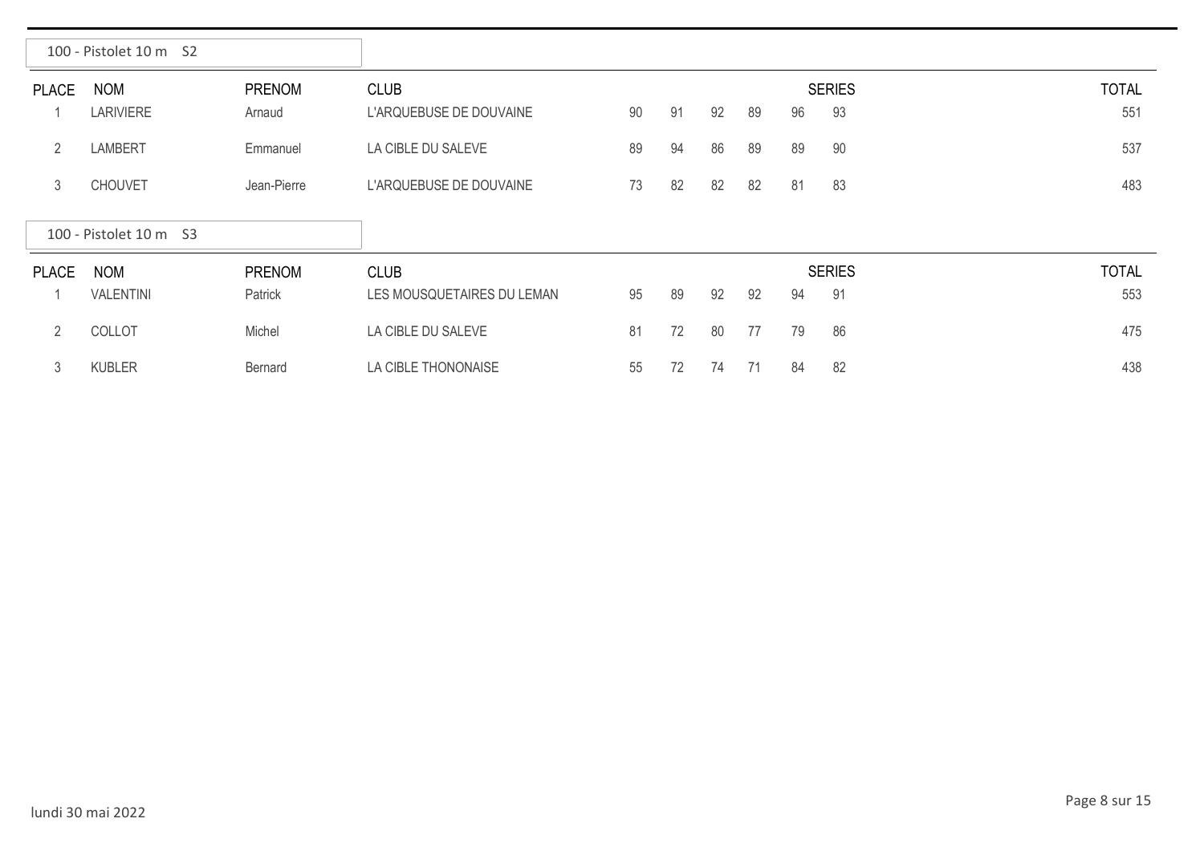## 100 - Pistolet 10 m S2

| PLACE | NOM | PRENOM | CLUB | SERIES | | | | | | TOTAL |
|---|---|---|---|---|---|---|---|---|---|---|
| 1 | LARIVIERE | Arnaud | L'ARQUEBUSE DE DOUVAINE | 90 | 91 | 92 | 89 | 96 | 93 | 551 |
| 2 | LAMBERT | Emmanuel | LA CIBLE DU SALEVE | 89 | 94 | 86 | 89 | 89 | 90 | 537 |
| 3 | CHOUVET | Jean-Pierre | L'ARQUEBUSE DE DOUVAINE | 73 | 82 | 82 | 82 | 81 | 83 | 483 |

## 100 - Pistolet 10 m S3

| PLACE | NOM | PRENOM | CLUB | SERIES | | | | | | TOTAL |
|---|---|---|---|---|---|---|---|---|---|---|
| 1 | VALENTINI | Patrick | LES MOUSQUETAIRES DU LEMAN | 95 | 89 | 92 | 92 | 94 | 91 | 553 |
| 2 | COLLOT | Michel | LA CIBLE DU SALEVE | 81 | 72 | 80 | 77 | 79 | 86 | 475 |
| 3 | KUBLER | Bernard | LA CIBLE THONONAISE | 55 | 72 | 74 | 71 | 84 | 82 | 438 |

lundi 30 mai 2022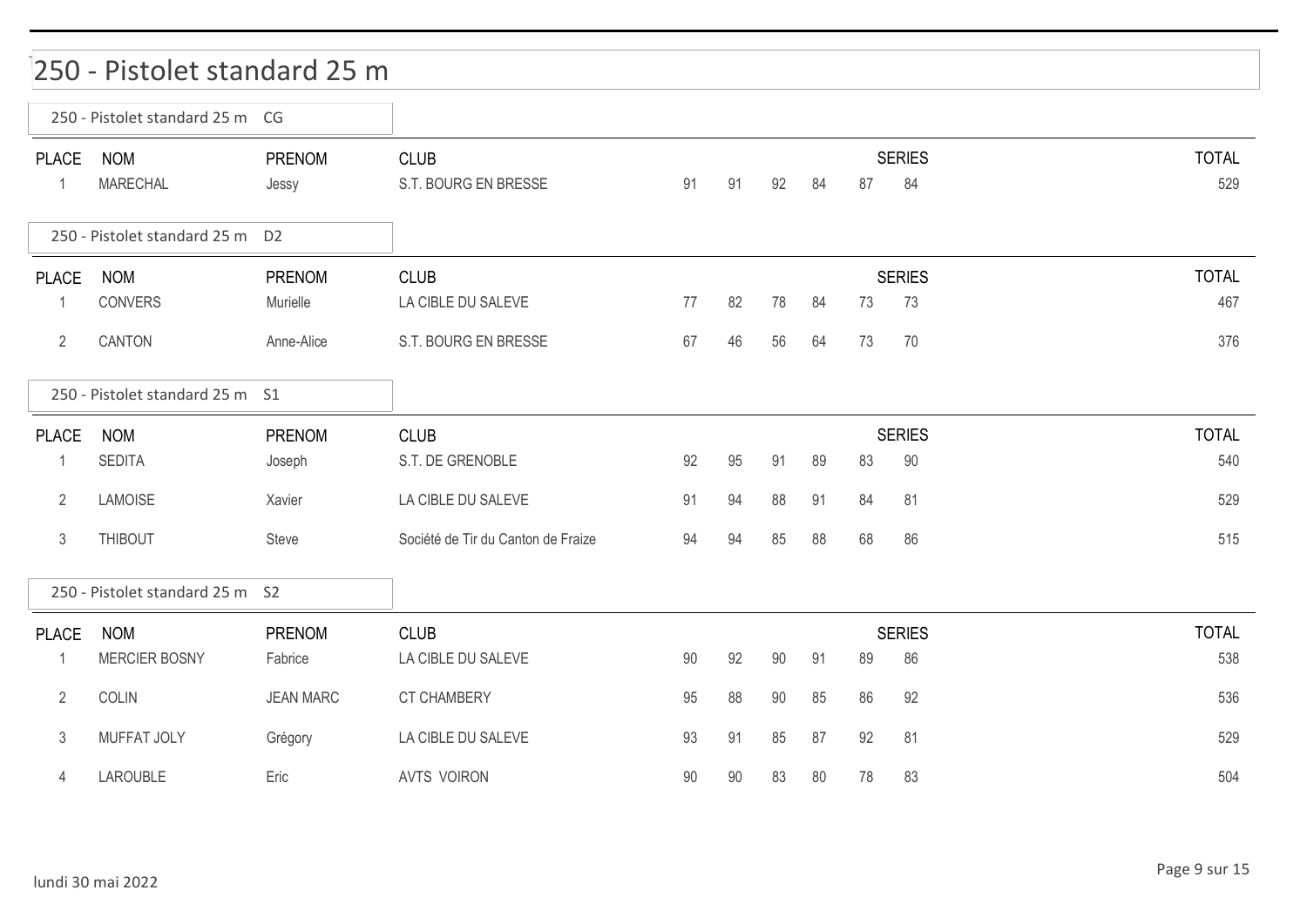# 250 - Pistolet standard 25 m

## 250 - Pistolet standard 25 m CG

| PLACE | NOM | PRENOM | CLUB | SERIES | | | | | | TOTAL |
|---|---|---|---|---|---|---|---|---|---|---|
| 1 | MARECHAL | Jessy | S.T. BOURG EN BRESSE | 91 | 91 | 92 | 84 | 87 | 84 | 529 |

## 250 - Pistolet standard 25 m D2

| PLACE | NOM | PRENOM | CLUB | SERIES | | | | | | TOTAL |
|---|---|---|---|---|---|---|---|---|---|---|
| 1 | CONVERS | Murielle | LA CIBLE DU SALEVE | 77 | 82 | 78 | 84 | 73 | 73 | 467 |
| 2 | CANTON | Anne-Alice | S.T. BOURG EN BRESSE | 67 | 46 | 56 | 64 | 73 | 70 | 376 |

## 250 - Pistolet standard 25 m S1

| PLACE | NOM | PRENOM | CLUB | SERIES | | | | | | TOTAL |
|---|---|---|---|---|---|---|---|---|---|---|
| 1 | SEDITA | Joseph | S.T. DE GRENOBLE | 92 | 95 | 91 | 89 | 83 | 90 | 540 |
| 2 | LAMOISE | Xavier | LA CIBLE DU SALEVE | 91 | 94 | 88 | 91 | 84 | 81 | 529 |
| 3 | THIBOUT | Steve | Société de Tir du Canton de Fraize | 94 | 94 | 85 | 88 | 68 | 86 | 515 |

## 250 - Pistolet standard 25 m S2

| PLACE | NOM | PRENOM | CLUB | SERIES | | | | | | TOTAL |
|---|---|---|---|---|---|---|---|---|---|---|
| 1 | MERCIER BOSNY | Fabrice | LA CIBLE DU SALEVE | 90 | 92 | 90 | 91 | 89 | 86 | 538 |
| 2 | COLIN | JEAN MARC | CT CHAMBERY | 95 | 88 | 90 | 85 | 86 | 92 | 536 |
| 3 | MUFFAT JOLY | Grégory | LA CIBLE DU SALEVE | 93 | 91 | 85 | 87 | 92 | 81 | 529 |
| 4 | LAROUBLE | Eric | AVTS VOIRON | 90 | 90 | 83 | 80 | 78 | 83 | 504 |

lundi 30 mai 2022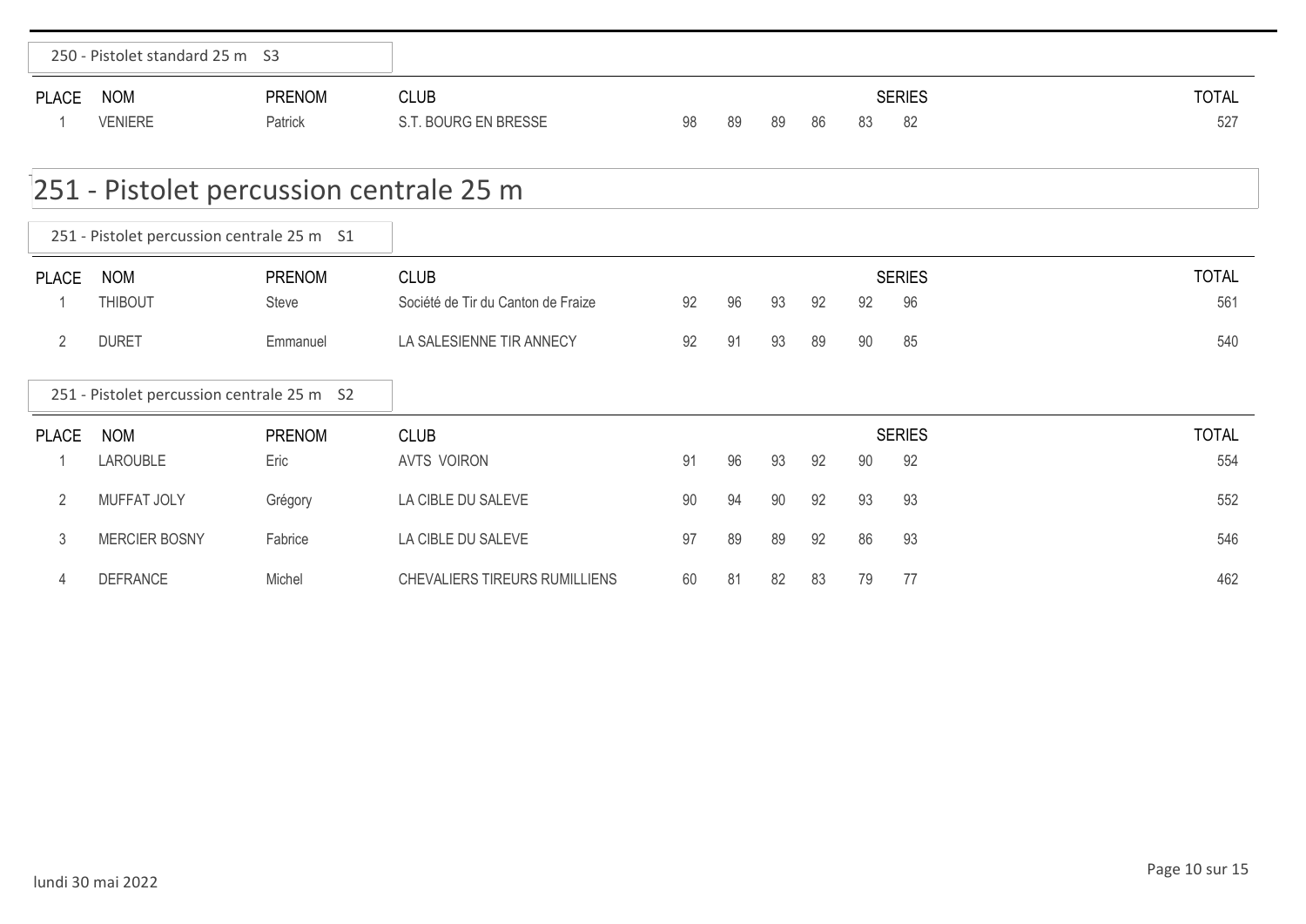### 250 - Pistolet standard 25 m S3

| PLACE | NOM | PRENOM | CLUB | SERIES | | | | | | TOTAL |
|---|---|---|---|---|---|---|---|---|---|---|
| 1 | VENIERE | Patrick | S.T. BOURG EN BRESSE | 98 | 89 | 89 | 86 | 83 | 82 | 527 |

## 251 - Pistolet percussion centrale 25 m

### 251 - Pistolet percussion centrale 25 m S1

| PLACE | NOM | PRENOM | CLUB | SERIES | | | | | | TOTAL |
|---|---|---|---|---|---|---|---|---|---|---|
| 1 | THIBOUT | Steve | Société de Tir du Canton de Fraize | 92 | 96 | 93 | 92 | 92 | 96 | 561 |
| 2 | DURET | Emmanuel | LA SALESIENNE TIR ANNECY | 92 | 91 | 93 | 89 | 90 | 85 | 540 |

### 251 - Pistolet percussion centrale 25 m S2

| PLACE | NOM | PRENOM | CLUB | SERIES | | | | | | TOTAL |
|---|---|---|---|---|---|---|---|---|---|---|
| 1 | LAROUBLE | Eric | AVTS VOIRON | 91 | 96 | 93 | 92 | 90 | 92 | 554 |
| 2 | MUFFAT JOLY | Grégory | LA CIBLE DU SALEVE | 90 | 94 | 90 | 92 | 93 | 93 | 552 |
| 3 | MERCIER BOSNY | Fabrice | LA CIBLE DU SALEVE | 97 | 89 | 89 | 92 | 86 | 93 | 546 |
| 4 | DEFRANCE | Michel | CHEVALIERS TIREURS RUMILLIENS | 60 | 81 | 82 | 83 | 79 | 77 | 462 |

lundi 30 mai 2022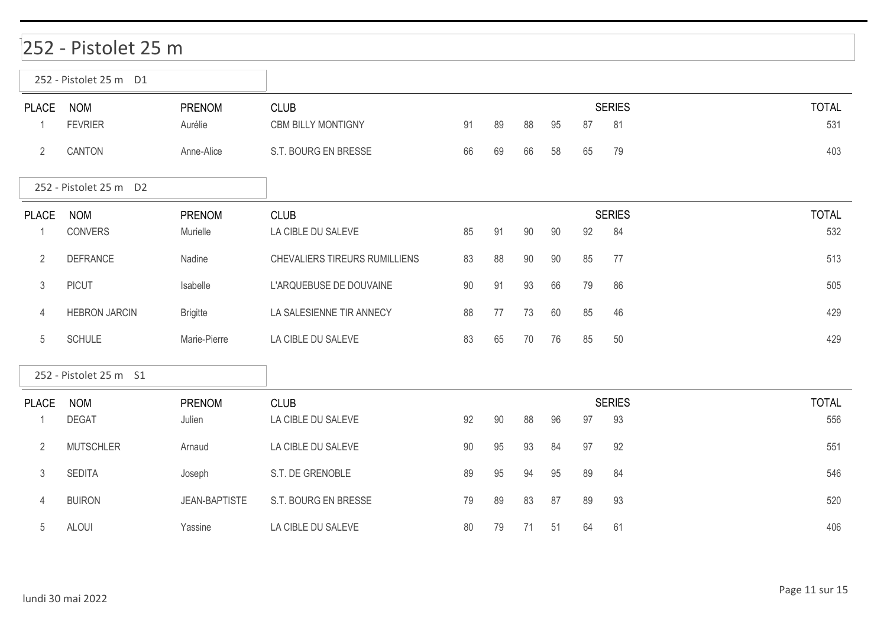# 252 - Pistolet 25 m

## 252 - Pistolet 25 m D1

| PLACE | NOM | PRENOM | CLUB | SERIES | | | | | | TOTAL |
|---|---|---|---|---|---|---|---|---|---|---|
| 1 | FEVRIER | Aurélie | CBM BILLY MONTIGNY | 91 | 89 | 88 | 95 | 87 | 81 | 531 |
| 2 | CANTON | Anne-Alice | S.T. BOURG EN BRESSE | 66 | 69 | 66 | 58 | 65 | 79 | 403 |

## 252 - Pistolet 25 m D2

| PLACE | NOM | PRENOM | CLUB | SERIES | | | | | | TOTAL |
|---|---|---|---|---|---|---|---|---|---|---|
| 1 | CONVERS | Murielle | LA CIBLE DU SALEVE | 85 | 91 | 90 | 90 | 92 | 84 | 532 |
| 2 | DEFRANCE | Nadine | CHEVALIERS TIREURS RUMILLIENS | 83 | 88 | 90 | 90 | 85 | 77 | 513 |
| 3 | PICUT | Isabelle | L'ARQUEBUSE DE DOUVAINE | 90 | 91 | 93 | 66 | 79 | 86 | 505 |
| 4 | HEBRON JARCIN | Brigitte | LA SALESIENNE TIR ANNECY | 88 | 77 | 73 | 60 | 85 | 46 | 429 |
| 5 | SCHULE | Marie-Pierre | LA CIBLE DU SALEVE | 83 | 65 | 70 | 76 | 85 | 50 | 429 |

## 252 - Pistolet 25 m S1

| PLACE | NOM | PRENOM | CLUB | SERIES | | | | | | TOTAL |
|---|---|---|---|---|---|---|---|---|---|---|
| 1 | DEGAT | Julien | LA CIBLE DU SALEVE | 92 | 90 | 88 | 96 | 97 | 93 | 556 |
| 2 | MUTSCHLER | Arnaud | LA CIBLE DU SALEVE | 90 | 95 | 93 | 84 | 97 | 92 | 551 |
| 3 | SEDITA | Joseph | S.T. DE GRENOBLE | 89 | 95 | 94 | 95 | 89 | 84 | 546 |
| 4 | BUIRON | JEAN-BAPTISTE | S.T. BOURG EN BRESSE | 79 | 89 | 83 | 87 | 89 | 93 | 520 |
| 5 | ALOUI | Yassine | LA CIBLE DU SALEVE | 80 | 79 | 71 | 51 | 64 | 61 | 406 |

lundi 30 mai 2022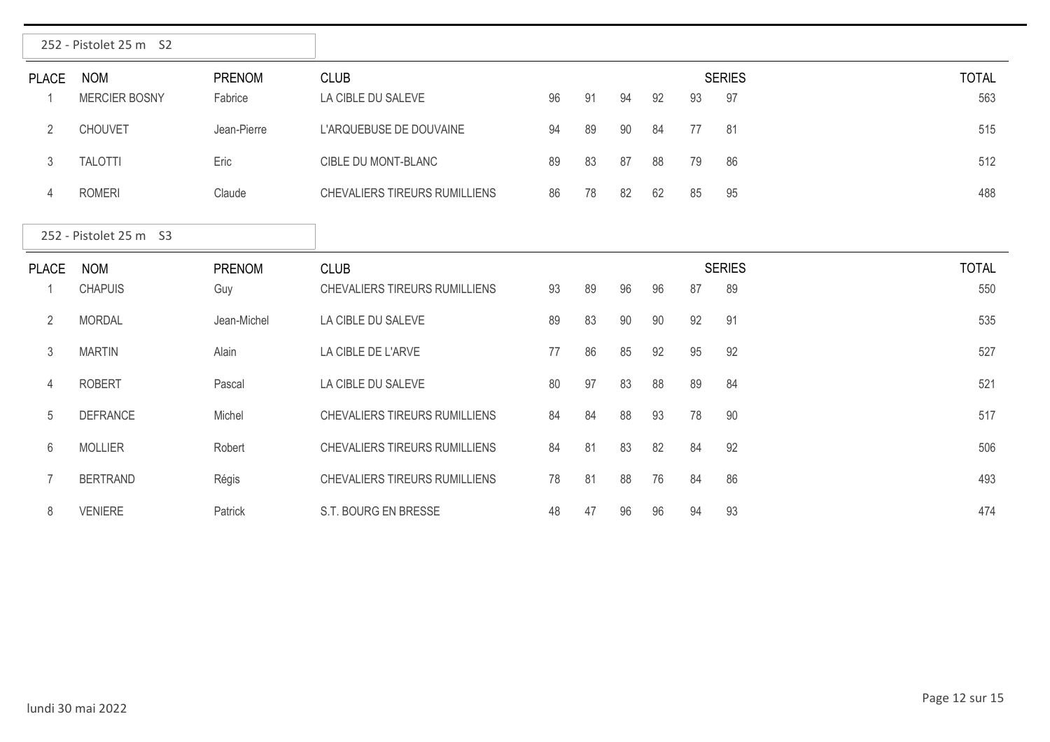## 252 - Pistolet 25 m S2

| PLACE | NOM | PRENOM | CLUB | SERIES | | | | | | TOTAL |
|---|---|---|---|---|---|---|---|---|---|---|
| 1 | MERCIER BOSNY | Fabrice | LA CIBLE DU SALEVE | 96 | 91 | 94 | 92 | 93 | 97 | 563 |
| 2 | CHOUVET | Jean-Pierre | L'ARQUEBUSE DE DOUVAINE | 94 | 89 | 90 | 84 | 77 | 81 | 515 |
| 3 | TALOTTI | Eric | CIBLE DU MONT-BLANC | 89 | 83 | 87 | 88 | 79 | 86 | 512 |
| 4 | ROMERI | Claude | CHEVALIERS TIREURS RUMILLIENS | 86 | 78 | 82 | 62 | 85 | 95 | 488 |

## 252 - Pistolet 25 m S3

| PLACE | NOM | PRENOM | CLUB | SERIES | | | | | | TOTAL |
|---|---|---|---|---|---|---|---|---|---|---|
| 1 | CHAPUIS | Guy | CHEVALIERS TIREURS RUMILLIENS | 93 | 89 | 96 | 96 | 87 | 89 | 550 |
| 2 | MORDAL | Jean-Michel | LA CIBLE DU SALEVE | 89 | 83 | 90 | 90 | 92 | 91 | 535 |
| 3 | MARTIN | Alain | LA CIBLE DE L'ARVE | 77 | 86 | 85 | 92 | 95 | 92 | 527 |
| 4 | ROBERT | Pascal | LA CIBLE DU SALEVE | 80 | 97 | 83 | 88 | 89 | 84 | 521 |
| 5 | DEFRANCE | Michel | CHEVALIERS TIREURS RUMILLIENS | 84 | 84 | 88 | 93 | 78 | 90 | 517 |
| 6 | MOLLIER | Robert | CHEVALIERS TIREURS RUMILLIENS | 84 | 81 | 83 | 82 | 84 | 92 | 506 |
| 7 | BERTRAND | Régis | CHEVALIERS TIREURS RUMILLIENS | 78 | 81 | 88 | 76 | 84 | 86 | 493 |
| 8 | VENIERE | Patrick | S.T. BOURG EN BRESSE | 48 | 47 | 96 | 96 | 94 | 93 | 474 |

lundi 30 mai 2022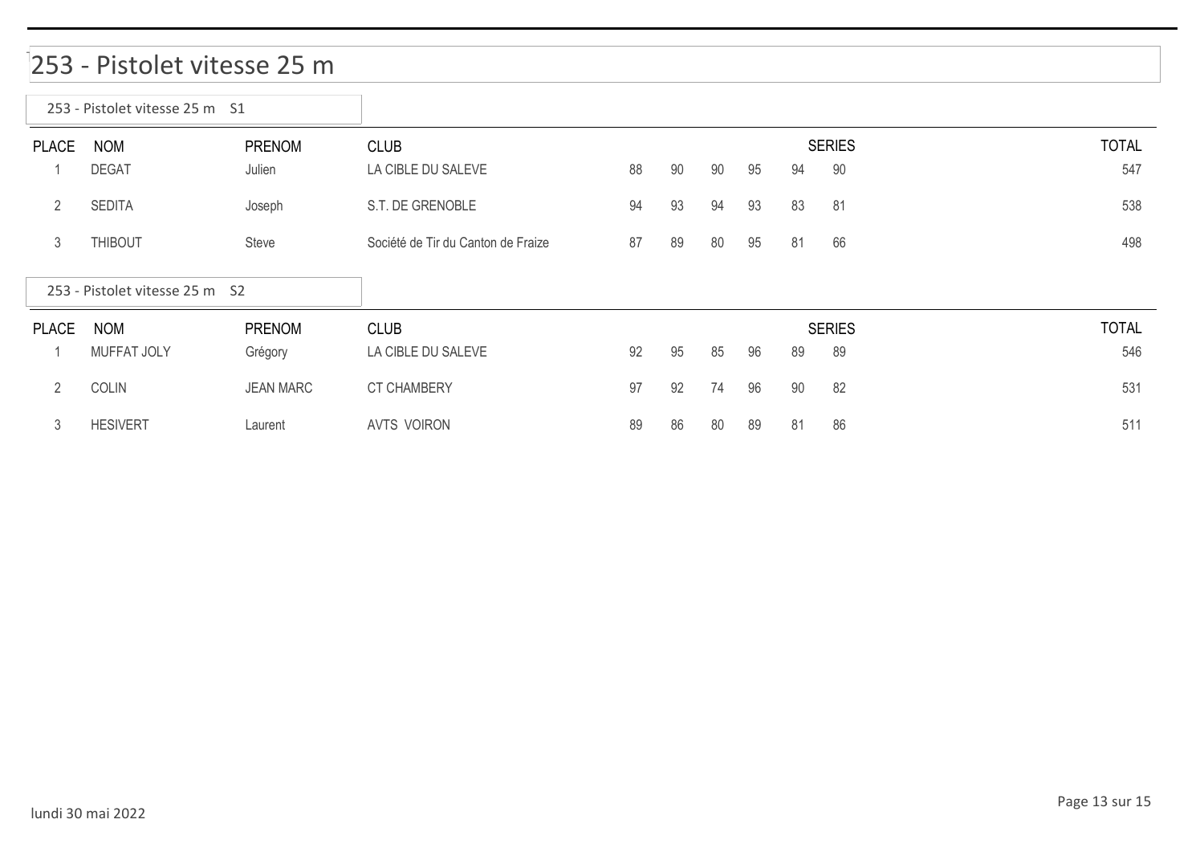# 253 - Pistolet vitesse 25 m

## 253 - Pistolet vitesse 25 m S1

| PLACE | NOM | PRENOM | CLUB | SERIES | | | | | | TOTAL |
|---|---|---|---|---|---|---|---|---|---|---|
| 1 | DEGAT | Julien | LA CIBLE DU SALEVE | 88 | 90 | 90 | 95 | 94 | 90 | 547 |
| 2 | SEDITA | Joseph | S.T. DE GRENOBLE | 94 | 93 | 94 | 93 | 83 | 81 | 538 |
| 3 | THIBOUT | Steve | Société de Tir du Canton de Fraize | 87 | 89 | 80 | 95 | 81 | 66 | 498 |

## 253 - Pistolet vitesse 25 m S2

| PLACE | NOM | PRENOM | CLUB | SERIES | | | | | | TOTAL |
|---|---|---|---|---|---|---|---|---|---|---|
| 1 | MUFFAT JOLY | Grégory | LA CIBLE DU SALEVE | 92 | 95 | 85 | 96 | 89 | 89 | 546 |
| 2 | COLIN | JEAN MARC | CT CHAMBERY | 97 | 92 | 74 | 96 | 90 | 82 | 531 |
| 3 | HESIVERT | Laurent | AVTS VOIRON | 89 | 86 | 80 | 89 | 81 | 86 | 511 |

lundi 30 mai 2022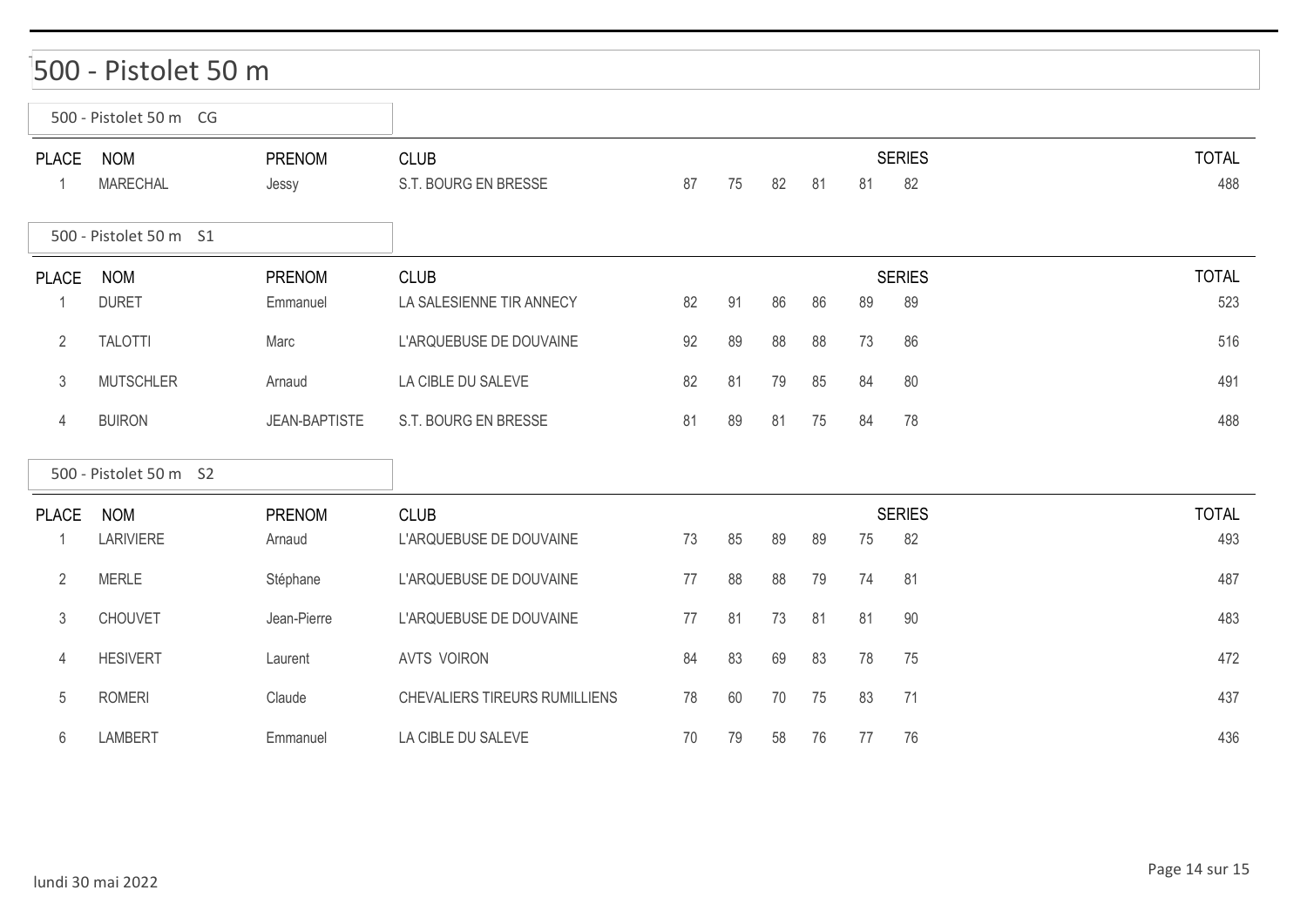# 500 - Pistolet 50 m

## 500 - Pistolet 50 m CG

| PLACE | NOM | PRENOM | CLUB | SERIES | | | | | | TOTAL |
|---|---|---|---|---|---|---|---|---|---|---|
| 1 | MARECHAL | Jessy | S.T. BOURG EN BRESSE | 87 | 75 | 82 | 81 | 81 | 82 | 488 |

## 500 - Pistolet 50 m S1

| PLACE | NOM | PRENOM | CLUB | SERIES | | | | | | TOTAL |
|---|---|---|---|---|---|---|---|---|---|---|
| 1 | DURET | Emmanuel | LA SALESIENNE TIR ANNECY | 82 | 91 | 86 | 86 | 89 | 89 | 523 |
| 2 | TALOTTI | Marc | L'ARQUEBUSE DE DOUVAINE | 92 | 89 | 88 | 88 | 73 | 86 | 516 |
| 3 | MUTSCHLER | Arnaud | LA CIBLE DU SALEVE | 82 | 81 | 79 | 85 | 84 | 80 | 491 |
| 4 | BUIRON | JEAN-BAPTISTE | S.T. BOURG EN BRESSE | 81 | 89 | 81 | 75 | 84 | 78 | 488 |

## 500 - Pistolet 50 m S2

| PLACE | NOM | PRENOM | CLUB | SERIES | | | | | | TOTAL |
|---|---|---|---|---|---|---|---|---|---|---|
| 1 | LARIVIERE | Arnaud | L'ARQUEBUSE DE DOUVAINE | 73 | 85 | 89 | 89 | 75 | 82 | 493 |
| 2 | MERLE | Stéphane | L'ARQUEBUSE DE DOUVAINE | 77 | 88 | 88 | 79 | 74 | 81 | 487 |
| 3 | CHOUVET | Jean-Pierre | L'ARQUEBUSE DE DOUVAINE | 77 | 81 | 73 | 81 | 81 | 90 | 483 |
| 4 | HESIVERT | Laurent | AVTS VOIRON | 84 | 83 | 69 | 83 | 78 | 75 | 472 |
| 5 | ROMERI | Claude | CHEVALIERS TIREURS RUMILLIENS | 78 | 60 | 70 | 75 | 83 | 71 | 437 |
| 6 | LAMBERT | Emmanuel | LA CIBLE DU SALEVE | 70 | 79 | 58 | 76 | 77 | 76 | 436 |

lundi 30 mai 2022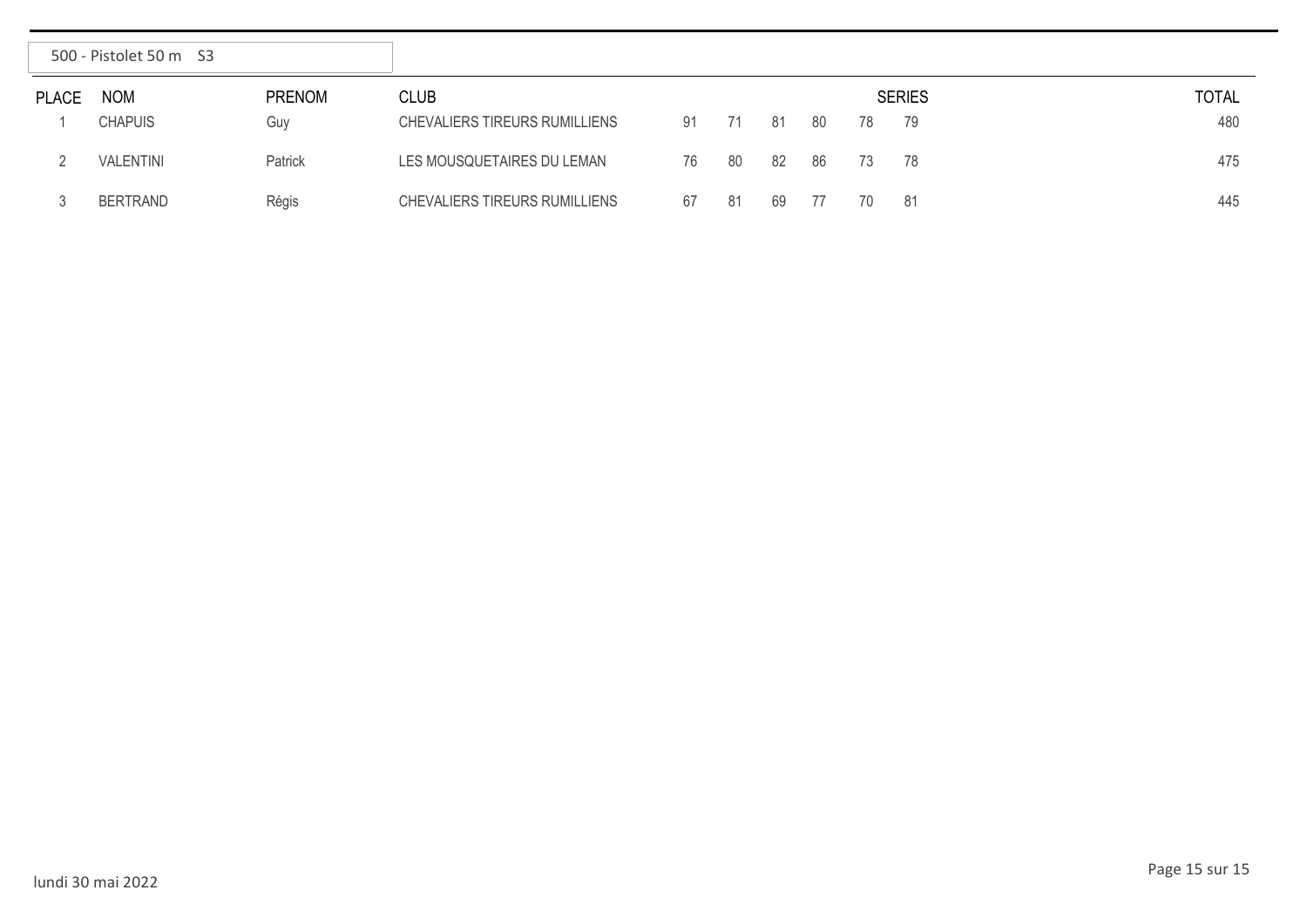## 500 - Pistolet 50 m S3

| PLACE | NOM | PRENOM | CLUB | SERIES | | | | | | TOTAL |
|---|---|---|---|---|---|---|---|---|---|---|
| 1 | CHAPUIS | Guy | CHEVALIERS TIREURS RUMILLIENS | 91 | 71 | 81 | 80 | 78 | 79 | 480 |
| 2 | VALENTINI | Patrick | LES MOUSQUETAIRES DU LEMAN | 76 | 80 | 82 | 86 | 73 | 78 | 475 |
| 3 | BERTRAND | Régis | CHEVALIERS TIREURS RUMILLIENS | 67 | 81 | 69 | 77 | 70 | 81 | 445 |

lundi 30 mai 2022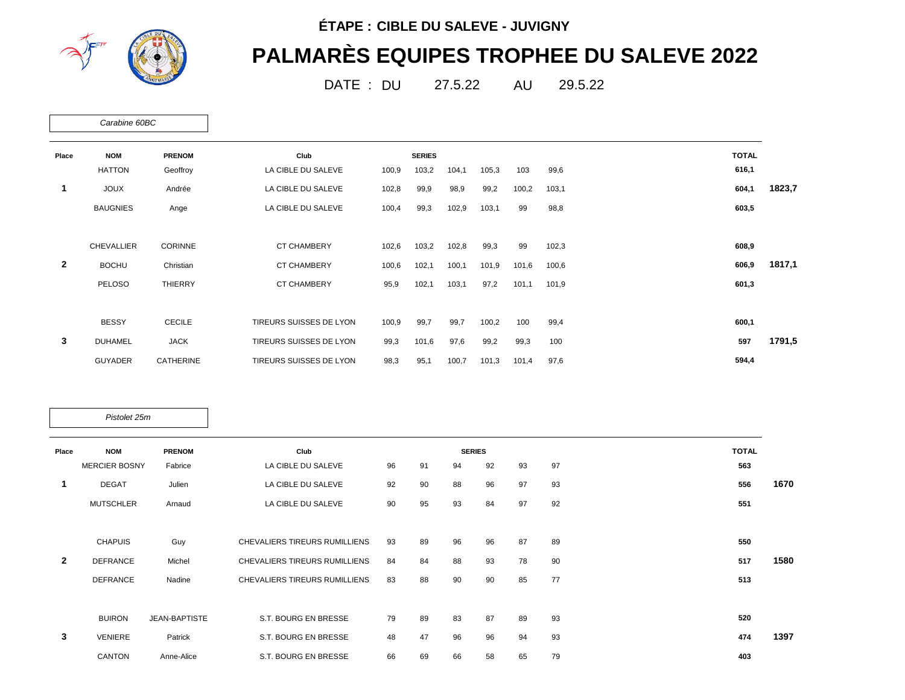**ÉTAPE : CIBLE DU SALEVE - JUVIGNY**

# PALMARÈS EQUIPES TROPHEE DU SALEVE 2022

DATE : DU 27.5.22 AU 29.5.22

*Carabine 60BC*

| Place | NOM | PRENOM | Club | SERIES | | | | | | TOTAL | |
|---|---|---|---|---|---|---|---|---|---|---|---|
| | HATTON | Geoffroy | LA CIBLE DU SALEVE | 100,9 | 103,2 | 104,1 | 105,3 | 103 | 99,6 | **616,1** | |
| **1** | JOUX | Andrée | LA CIBLE DU SALEVE | 102,8 | 99,9 | 98,9 | 99,2 | 100,2 | 103,1 | **604,1** | **1823,7** |
| | BAUGNIES | Ange | LA CIBLE DU SALEVE | 100,4 | 99,3 | 102,9 | 103,1 | 99 | 98,8 | **603,5** | |
| | CHEVALLIER | CORINNE | CT CHAMBERY | 102,6 | 103,2 | 102,8 | 99,3 | 99 | 102,3 | **608,9** | |
| **2** | BOCHU | Christian | CT CHAMBERY | 100,6 | 102,1 | 100,1 | 101,9 | 101,6 | 100,6 | **606,9** | **1817,1** |
| | PELOSO | THIERRY | CT CHAMBERY | 95,9 | 102,1 | 103,1 | 97,2 | 101,1 | 101,9 | **601,3** | |
| | BESSY | CECILE | TIREURS SUISSES DE LYON | 100,9 | 99,7 | 99,7 | 100,2 | 100 | 99,4 | **600,1** | |
| **3** | DUHAMEL | JACK | TIREURS SUISSES DE LYON | 99,3 | 101,6 | 97,6 | 99,2 | 99,3 | 100 | **597** | **1791,5** |
| | GUYADER | CATHERINE | TIREURS SUISSES DE LYON | 98,3 | 95,1 | 100,7 | 101,3 | 101,4 | 97,6 | **594,4** | |

*Pistolet 25m*

| Place | NOM | PRENOM | Club | SERIES | | | | | | TOTAL | |
|---|---|---|---|---|---|---|---|---|---|---|---|
| | MERCIER BOSNY | Fabrice | LA CIBLE DU SALEVE | 96 | 91 | 94 | 92 | 93 | 97 | **563** | |
| **1** | DEGAT | Julien | LA CIBLE DU SALEVE | 92 | 90 | 88 | 96 | 97 | 93 | **556** | **1670** |
| | MUTSCHLER | Arnaud | LA CIBLE DU SALEVE | 90 | 95 | 93 | 84 | 97 | 92 | **551** | |
| | CHAPUIS | Guy | CHEVALIERS TIREURS RUMILLIENS | 93 | 89 | 96 | 96 | 87 | 89 | **550** | |
| **2** | DEFRANCE | Michel | CHEVALIERS TIREURS RUMILLIENS | 84 | 84 | 88 | 93 | 78 | 90 | **517** | **1580** |
| | DEFRANCE | Nadine | CHEVALIERS TIREURS RUMILLIENS | 83 | 88 | 90 | 90 | 85 | 77 | **513** | |
| | BUIRON | JEAN-BAPTISTE | S.T. BOURG EN BRESSE | 79 | 89 | 83 | 87 | 89 | 93 | **520** | |
| **3** | VENIERE | Patrick | S.T. BOURG EN BRESSE | 48 | 47 | 96 | 96 | 94 | 93 | **474** | **1397** |
| | CANTON | Anne-Alice | S.T. BOURG EN BRESSE | 66 | 69 | 66 | 58 | 65 | 79 | **403** | |